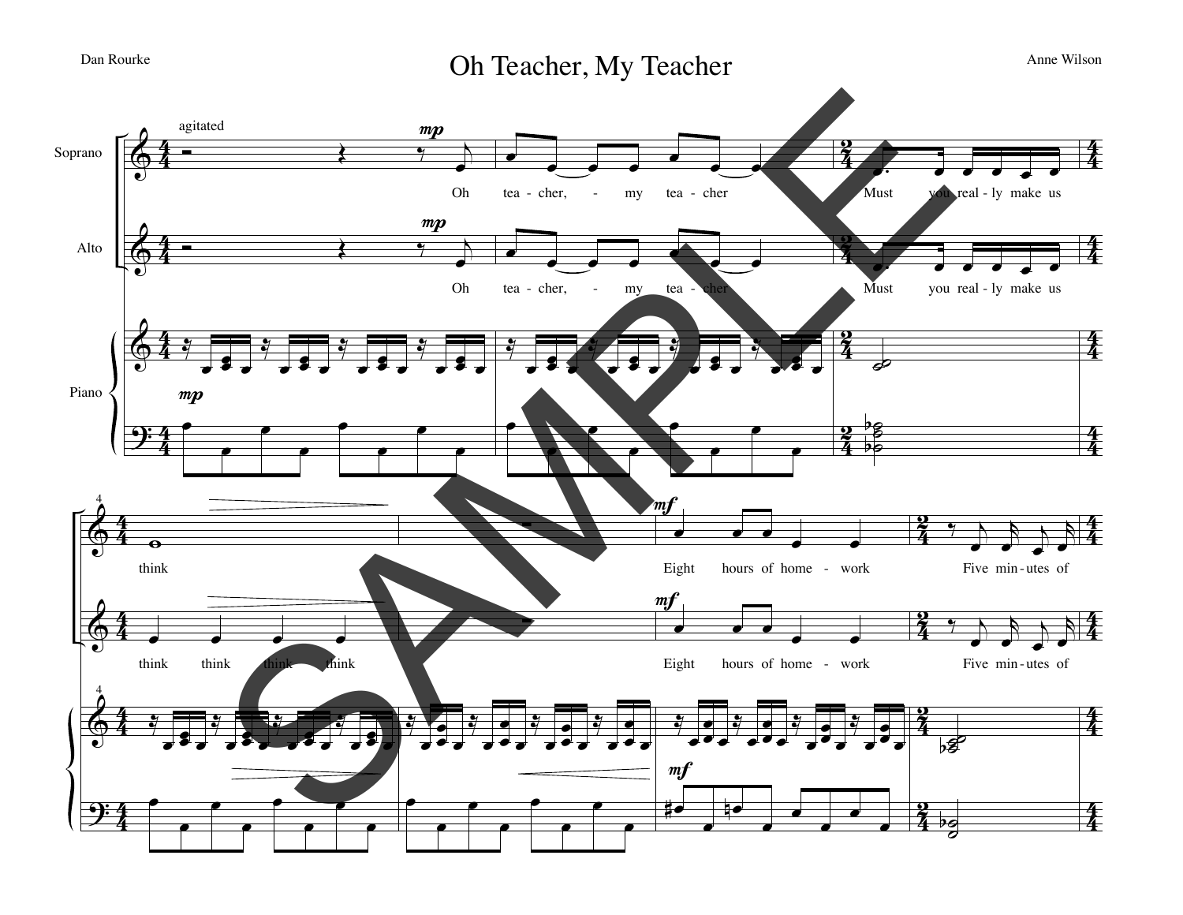# Oh Teacher, My Teacher

Dan Rourke

Anne Wilson

agitated

Soprano: Oh tea - cher, - my tea - cher Must you real - ly make us think

Alto: Oh tea - cher, - my tea - cher Must you real - ly make us think think think think

Piano

Soprano: Eight hours of home - work Five min - utes of

Alto: Eight hours of home - work Five min - utes of

SAMPLE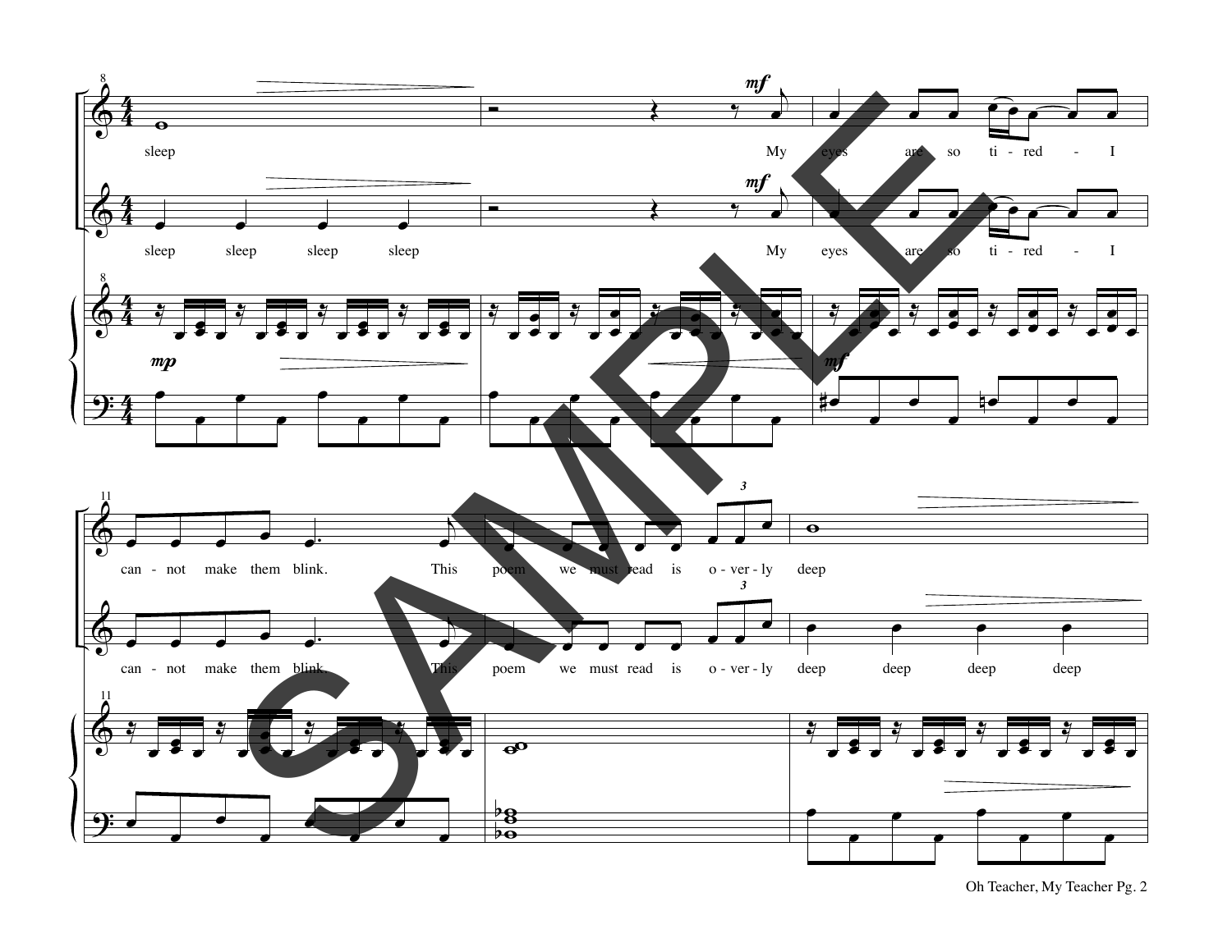sleep

My eyes are so ti - red - I

sleep sleep sleep sleep

My eyes are so ti - red - I

can - not make them blink. This poem we must read is o - ver - ly deep

can - not make them blink. This poem we must read is o - ver - ly deep deep deep deep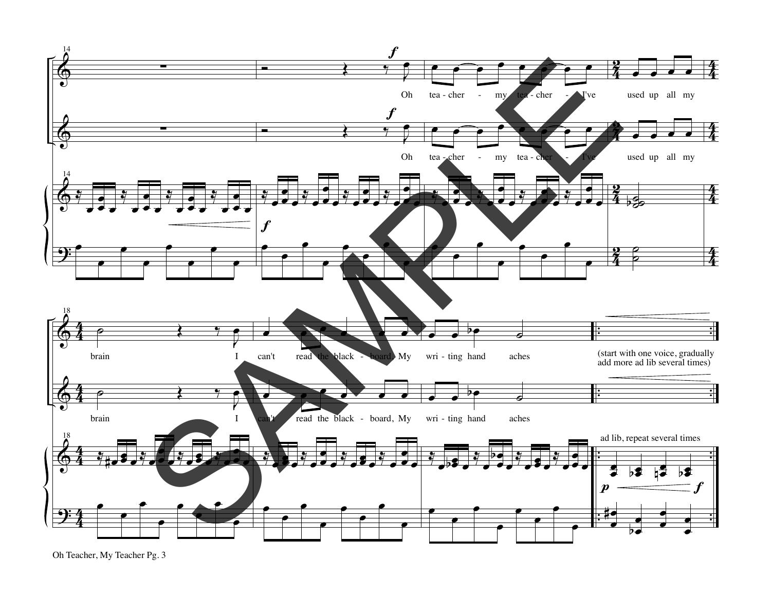14

*f*

Oh tea - cher - my tea - cher - I've used up all my

*f*

Oh tea - cher - my tea - cher - I've used up all my

14

*f*

18

brain I can't read the black - board, My wri - ting hand aches

(start with one voice, gradually add more ad lib several times)

brain I can't read the black - board, My wri - ting hand aches

18

ad lib, repeat several times

*p* *f*

Oh Teacher, My Teacher Pg. 3